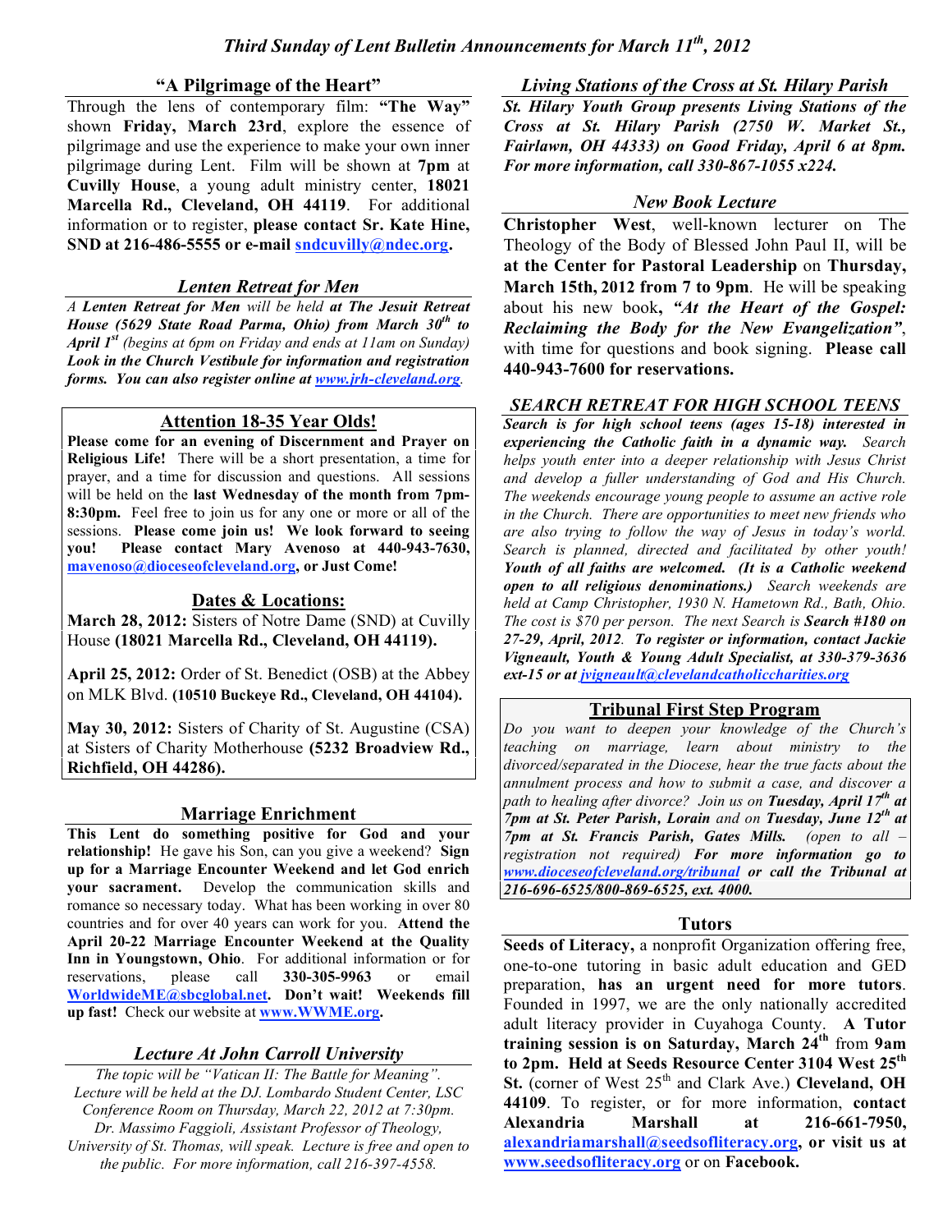# *Third Sunday of Lent Bulletin Announcements for March 11th, 2012*

## "A Pilgrimage of the Heart"

Through the lens of contemporary film: **"The Way"** shown **Friday, March 23rd**, explore the essence of pilgrimage and use the experience to make your own inner pilgrimage during Lent. Film will be shown at **7pm** at **Cuvilly House**, a young adult ministry center, **18021 Marcella Rd., Cleveland, OH 44119**. For additional information or to register, **please contact Sr. Kate Hine, SND at 216-486-5555 or e-mail sndcuvilly@ndec.org.**

## *Lenten Retreat for Men*

*A **Lenten Retreat for Men** will be held **at The Jesuit Retreat House (5629 State Road Parma, Ohio) from March 30th to April 1st** (begins at 6pm on Friday and ends at 11am on Sunday) **Look in the Church Vestibule for information and registration forms. You can also register online at www.jrh-cleveland.org**.*

## Attention 18-35 Year Olds!

**Please come for an evening of Discernment and Prayer on Religious Life!** There will be a short presentation, a time for prayer, and a time for discussion and questions. All sessions will be held on the **last Wednesday of the month from 7pm-8:30pm.** Feel free to join us for any one or more or all of the sessions. **Please come join us! We look forward to seeing you! Please contact Mary Avenoso at 440-943-7630, mavenoso@dioceseofcleveland.org, or Just Come!**

## Dates & Locations:

**March 28, 2012:** Sisters of Notre Dame (SND) at Cuvilly House **(18021 Marcella Rd., Cleveland, OH 44119).**

**April 25, 2012:** Order of St. Benedict (OSB) at the Abbey on MLK Blvd. **(10510 Buckeye Rd., Cleveland, OH 44104).**

**May 30, 2012:** Sisters of Charity of St. Augustine (CSA) at Sisters of Charity Motherhouse **(5232 Broadview Rd., Richfield, OH 44286).**

## Marriage Enrichment

**This Lent do something positive for God and your relationship!** He gave his Son, can you give a weekend? **Sign up for a Marriage Encounter Weekend and let God enrich your sacrament.** Develop the communication skills and romance so necessary today. What has been working in over 80 countries and for over 40 years can work for you. **Attend the April 20-22 Marriage Encounter Weekend at the Quality Inn in Youngstown, Ohio**. For additional information or for reservations, please call **330-305-9963** or email **WorldwideME@sbcglobal.net. Don't wait! Weekends fill up fast!** Check our website at **www.WWME.org.**

## *Lecture At John Carroll University*

*The topic will be "Vatican II: The Battle for Meaning". Lecture will be held at the DJ. Lombardo Student Center, LSC Conference Room on Thursday, March 22, 2012 at 7:30pm. Dr. Massimo Faggioli, Assistant Professor of Theology, University of St. Thomas, will speak. Lecture is free and open to the public. For more information, call 216-397-4558.*

## *Living Stations of the Cross at St. Hilary Parish*

***St. Hilary Youth Group presents Living Stations of the Cross at St. Hilary Parish (2750 W. Market St., Fairlawn, OH 44333) on Good Friday, April 6 at 8pm. For more information, call 330-867-1055 x224.***

## *New Book Lecture*

**Christopher West**, well-known lecturer on The Theology of the Body of Blessed John Paul II, will be **at the Center for Pastoral Leadership** on **Thursday, March 15th, 2012 from 7 to 9pm**. He will be speaking about his new book**, *"At the Heart of the Gospel: Reclaiming the Body for the New Evangelization"***, with time for questions and book signing. **Please call 440-943-7600 for reservations.**

## *SEARCH RETREAT FOR HIGH SCHOOL TEENS*

***Search is for high school teens (ages 15-18) interested in experiencing the Catholic faith in a dynamic way.** Search helps youth enter into a deeper relationship with Jesus Christ and develop a fuller understanding of God and His Church. The weekends encourage young people to assume an active role in the Church. There are opportunities to meet new friends who are also trying to follow the way of Jesus in today's world. Search is planned, directed and facilitated by other youth! **Youth of all faiths are welcomed. (It is a Catholic weekend open to all religious denominations.)** Search weekends are held at Camp Christopher, 1930 N. Hametown Rd., Bath, Ohio. The cost is $70 per person. The next Search is **Search #180 on 27-29, April, 2012**. **To register or information, contact Jackie Vigneault, Youth & Young Adult Specialist, at 330-379-3636 ext-15 or at jvigneault@clevelandcatholiccharities.org***

## Tribunal First Step Program

*Do you want to deepen your knowledge of the Church's teaching on marriage, learn about ministry to the divorced/separated in the Diocese, hear the true facts about the annulment process and how to submit a case, and discover a path to healing after divorce? Join us on **Tuesday, April 17th at 7pm at St. Peter Parish, Lorain** and on **Tuesday, June 12th at 7pm at St. Francis Parish, Gates Mills.** (open to all – registration not required) **For more information go to www.dioceseofcleveland.org/tribunal or call the Tribunal at 216-696-6525/800-869-6525, ext. 4000.***

## Tutors

**Seeds of Literacy,** a nonprofit Organization offering free, one-to-one tutoring in basic adult education and GED preparation, **has an urgent need for more tutors**. Founded in 1997, we are the only nationally accredited adult literacy provider in Cuyahoga County. **A Tutor training session is on Saturday, March 24th from 9am to 2pm. Held at Seeds Resource Center 3104 West 25th St.** (corner of West 25th and Clark Ave.) **Cleveland, OH 44109**. To register, or for more information, **contact Alexandria Marshall at 216-661-7950, alexandriamarshall@seedsofliteracy.org, or visit us at www.seedsofliteracy.org** or on **Facebook.**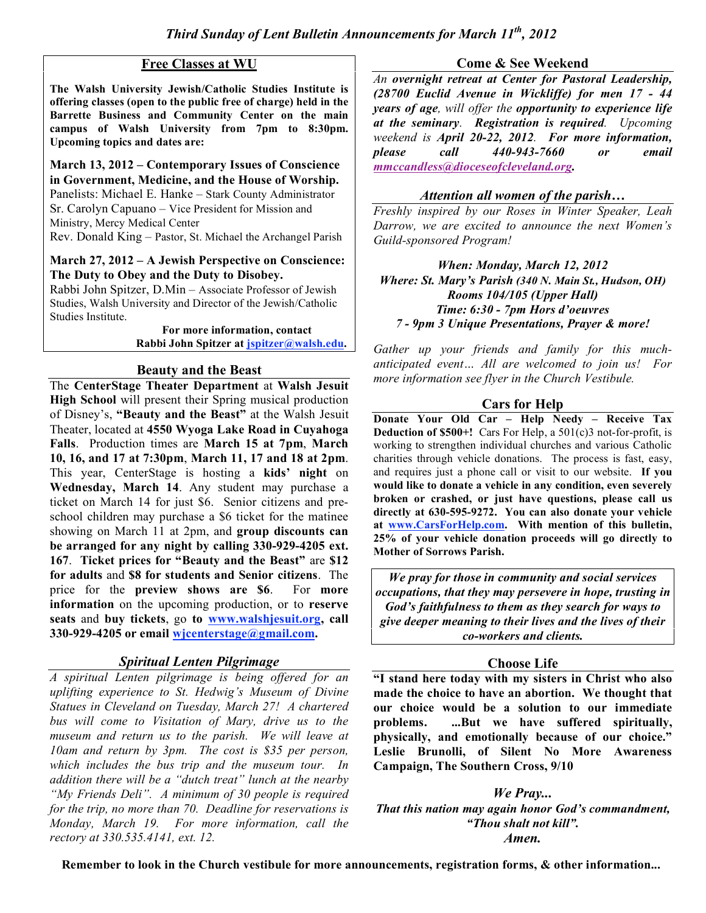# *Third Sunday of Lent Bulletin Announcements for March 11th, 2012*

## Free Classes at WU

**The Walsh University Jewish/Catholic Studies Institute is offering classes (open to the public free of charge) held in the Barrette Business and Community Center on the main campus of Walsh University from 7pm to 8:30pm. Upcoming topics and dates are:**

**March 13, 2012 – Contemporary Issues of Conscience in Government, Medicine, and the House of Worship.**
Panelists: Michael E. Hanke – Stark County Administrator
Sr. Carolyn Capuano – Vice President for Mission and Ministry, Mercy Medical Center
Rev. Donald King – Pastor, St. Michael the Archangel Parish

**March 27, 2012 – A Jewish Perspective on Conscience: The Duty to Obey and the Duty to Disobey.**
Rabbi John Spitzer, D.Min – Associate Professor of Jewish Studies, Walsh University and Director of the Jewish/Catholic Studies Institute.

**For more information, contact Rabbi John Spitzer at jspitzer@walsh.edu.**

## Beauty and the Beast

The **CenterStage Theater Department** at **Walsh Jesuit High School** will present their Spring musical production of Disney's, **"Beauty and the Beast"** at the Walsh Jesuit Theater, located at **4550 Wyoga Lake Road in Cuyahoga Falls**. Production times are **March 15 at 7pm**, **March 10, 16, and 17 at 7:30pm**, **March 11, 17 and 18 at 2pm**. This year, CenterStage is hosting a **kids' night** on **Wednesday, March 14**. Any student may purchase a ticket on March 14 for just $6. Senior citizens and pre-school children may purchase a $6 ticket for the matinee showing on March 11 at 2pm, and **group discounts can be arranged for any night by calling 330-929-4205 ext. 167**. **Ticket prices for "Beauty and the Beast"** are **$12 for adults** and **$8 for students and Senior citizens**. The price for the **preview shows are $6**. For **more information** on the upcoming production, or to **reserve seats** and **buy tickets**, go **to www.walshjesuit.org, call 330-929-4205 or email wjcenterstage@gmail.com.**

## *Spiritual Lenten Pilgrimage*

*A spiritual Lenten pilgrimage is being offered for an uplifting experience to St. Hedwig's Museum of Divine Statues in Cleveland on Tuesday, March 27! A chartered bus will come to Visitation of Mary, drive us to the museum and return us to the parish. We will leave at 10am and return by 3pm. The cost is $35 per person, which includes the bus trip and the museum tour. In addition there will be a "dutch treat" lunch at the nearby "My Friends Deli". A minimum of 30 people is required for the trip, no more than 70. Deadline for reservations is Monday, March 19. For more information, call the rectory at 330.535.4141, ext. 12.*

## Come & See Weekend

*An* ***overnight retreat at Center for Pastoral Leadership, (28700 Euclid Avenue in Wickliffe) for men 17 - 44 years of age****, will offer the* ***opportunity to experience life at the seminary****.* ***Registration is required****. Upcoming weekend is* ***April 20-22, 2012****.* ***For more information, please call 440-943-7660 or email mmccandless@dioceseofcleveland.org.***

## *Attention all women of the parish…*

*Freshly inspired by our Roses in Winter Speaker, Leah Darrow, we are excited to announce the next Women's Guild-sponsored Program!*

***When: Monday, March 12, 2012***
***Where: St. Mary's Parish (340 N. Main St., Hudson, OH)***
***Rooms 104/105 (Upper Hall)***
***Time: 6:30 - 7pm Hors d'oeuvres***
***7 - 9pm 3 Unique Presentations, Prayer & more!***

*Gather up your friends and family for this much-anticipated event… All are welcomed to join us! For more information see flyer in the Church Vestibule.*

## Cars for Help

**Donate Your Old Car – Help Needy – Receive Tax Deduction of $500+!** Cars For Help, a 501(c)3 not-for-profit, is working to strengthen individual churches and various Catholic charities through vehicle donations. The process is fast, easy, and requires just a phone call or visit to our website. **If you would like to donate a vehicle in any condition, even severely broken or crashed, or just have questions, please call us directly at 630-595-9272. You can also donate your vehicle at www.CarsForHelp.com. With mention of this bulletin, 25% of your vehicle donation proceeds will go directly to Mother of Sorrows Parish.**

***We pray for those in community and social services occupations, that they may persevere in hope, trusting in God's faithfulness to them as they search for ways to give deeper meaning to their lives and the lives of their co-workers and clients.***

## Choose Life

**"I stand here today with my sisters in Christ who also made the choice to have an abortion. We thought that our choice would be a solution to our immediate problems. ...But we have suffered spiritually, physically, and emotionally because of our choice." Leslie Brunolli, of Silent No More Awareness Campaign, The Southern Cross, 9/10**

***We Pray...***
***That this nation may again honor God's commandment, "Thou shalt not kill".***
***Amen.***

**Remember to look in the Church vestibule for more announcements, registration forms, & other information...**